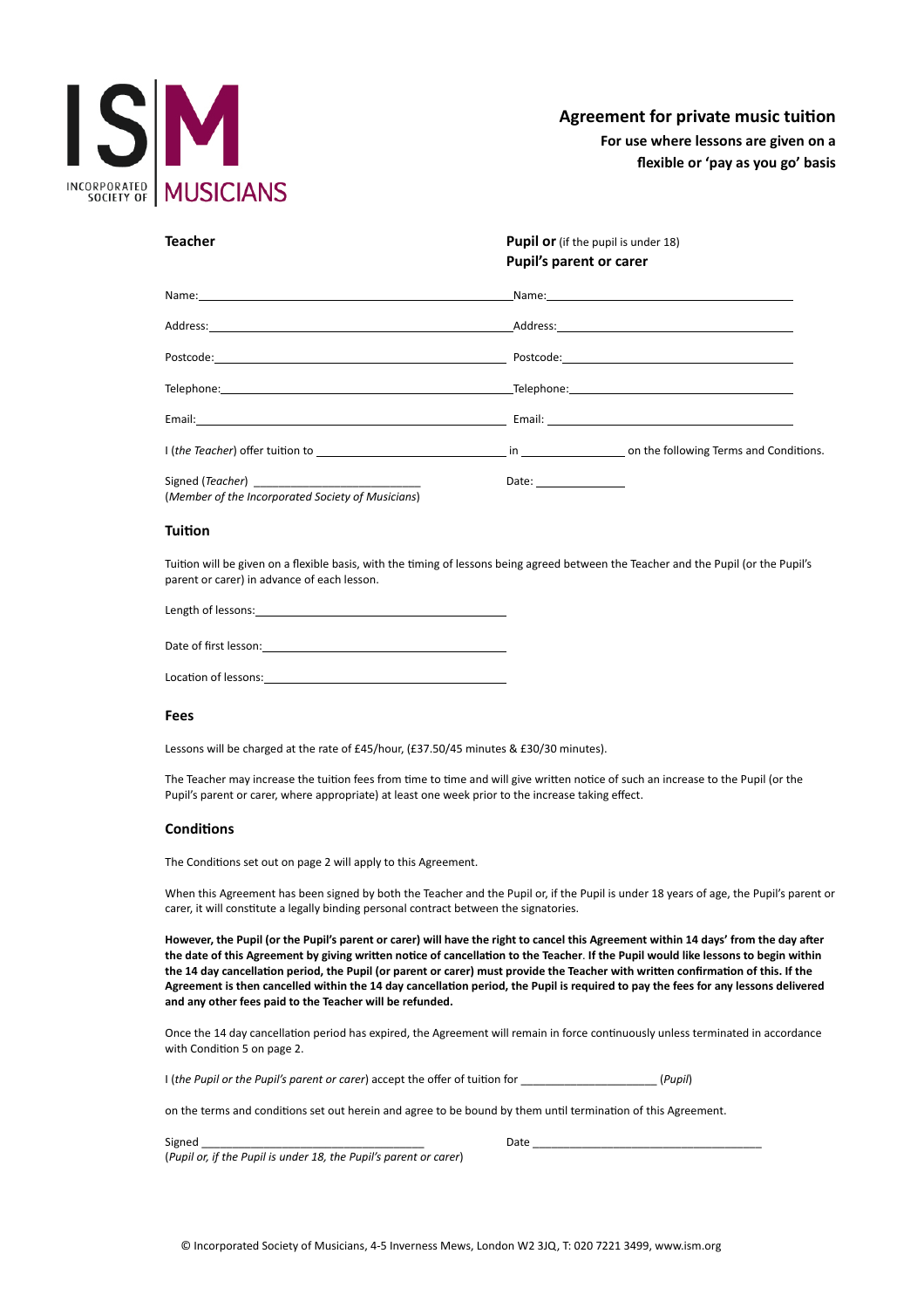ISM INCORPORATED SOCIETY OF MUSICIANS

# Agreement for private music tuition

**For use where lessons are given on a flexible or 'pay as you go' basis**

| **Teacher** | **Pupil or** (if the pupil is under 18) **Pupil's parent or carer** |
|---|---|
| Name: | Name: |
| Address: | Address: |
| Postcode: | Postcode: |
| Telephone: | Telephone: |
| Email: | Email: |

I (*the Teacher*) offer tuition to ______________________________ in ________________ on the following Terms and Conditions.

Signed (*Teacher*) ___________________________
(*Member of the Incorporated Society of Musicians*)

Date: ______________

## Tuition

Tuition will be given on a flexible basis, with the timing of lessons being agreed between the Teacher and the Pupil (or the Pupil's parent or carer) in advance of each lesson.

Length of lessons: ______________________________

Date of first lesson: ______________________________

Location of lessons: ______________________________

## Fees

Lessons will be charged at the rate of £45/hour, (£37.50/45 minutes & £30/30 minutes).

The Teacher may increase the tuition fees from time to time and will give written notice of such an increase to the Pupil (or the Pupil's parent or carer, where appropriate) at least one week prior to the increase taking effect.

## Conditions

The Conditions set out on page 2 will apply to this Agreement.

When this Agreement has been signed by both the Teacher and the Pupil or, if the Pupil is under 18 years of age, the Pupil's parent or carer, it will constitute a legally binding personal contract between the signatories.

**However, the Pupil (or the Pupil's parent or carer) will have the right to cancel this Agreement within 14 days' from the day after the date of this Agreement by giving written notice of cancellation to the Teacher. If the Pupil would like lessons to begin within the 14 day cancellation period, the Pupil (or parent or carer) must provide the Teacher with written confirmation of this. If the Agreement is then cancelled within the 14 day cancellation period, the Pupil is required to pay the fees for any lessons delivered and any other fees paid to the Teacher will be refunded.**

Once the 14 day cancellation period has expired, the Agreement will remain in force continuously unless terminated in accordance with Condition 5 on page 2.

I (*the Pupil or the Pupil's parent or carer*) accept the offer of tuition for ______________________ (*Pupil*)

on the terms and conditions set out herein and agree to be bound by them until termination of this Agreement.

Signed ____________________________________
(*Pupil or, if the Pupil is under 18, the Pupil's parent or carer*)

Date ______________________________________

© Incorporated Society of Musicians, 4-5 Inverness Mews, London W2 3JQ, T: 020 7221 3499, www.ism.org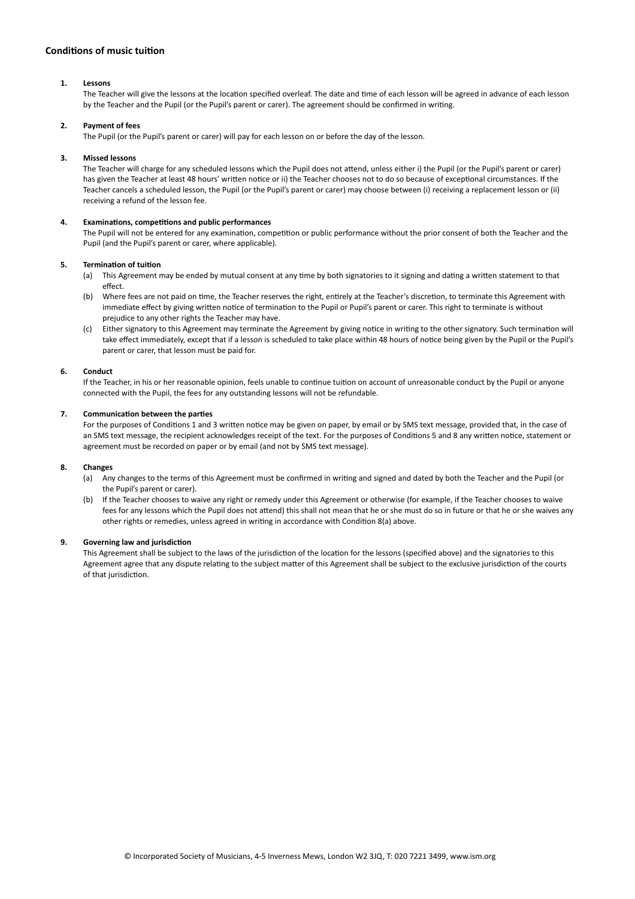## Conditions of music tuition

**1. Lessons**

The Teacher will give the lessons at the location specified overleaf. The date and time of each lesson will be agreed in advance of each lesson by the Teacher and the Pupil (or the Pupil's parent or carer). The agreement should be confirmed in writing.

**2. Payment of fees**

The Pupil (or the Pupil's parent or carer) will pay for each lesson on or before the day of the lesson.

**3. Missed lessons**

The Teacher will charge for any scheduled lessons which the Pupil does not attend, unless either i) the Pupil (or the Pupil's parent or carer) has given the Teacher at least 48 hours' written notice or ii) the Teacher chooses not to do so because of exceptional circumstances. If the Teacher cancels a scheduled lesson, the Pupil (or the Pupil's parent or carer) may choose between (i) receiving a replacement lesson or (ii) receiving a refund of the lesson fee.

**4. Examinations, competitions and public performances**

The Pupil will not be entered for any examination, competition or public performance without the prior consent of both the Teacher and the Pupil (and the Pupil's parent or carer, where applicable).

**5. Termination of tuition**

(a) This Agreement may be ended by mutual consent at any time by both signatories to it signing and dating a written statement to that effect.

(b) Where fees are not paid on time, the Teacher reserves the right, entirely at the Teacher's discretion, to terminate this Agreement with immediate effect by giving written notice of termination to the Pupil or Pupil's parent or carer. This right to terminate is without prejudice to any other rights the Teacher may have.

(c) Either signatory to this Agreement may terminate the Agreement by giving notice in writing to the other signatory. Such termination will take effect immediately, except that if a lesson is scheduled to take place within 48 hours of notice being given by the Pupil or the Pupil's parent or carer, that lesson must be paid for.

**6. Conduct**

If the Teacher, in his or her reasonable opinion, feels unable to continue tuition on account of unreasonable conduct by the Pupil or anyone connected with the Pupil, the fees for any outstanding lessons will not be refundable.

**7. Communication between the parties**

For the purposes of Conditions 1 and 3 written notice may be given on paper, by email or by SMS text message, provided that, in the case of an SMS text message, the recipient acknowledges receipt of the text. For the purposes of Conditions 5 and 8 any written notice, statement or agreement must be recorded on paper or by email (and not by SMS text message).

**8. Changes**

(a) Any changes to the terms of this Agreement must be confirmed in writing and signed and dated by both the Teacher and the Pupil (or the Pupil's parent or carer).

(b) If the Teacher chooses to waive any right or remedy under this Agreement or otherwise (for example, if the Teacher chooses to waive fees for any lessons which the Pupil does not attend) this shall not mean that he or she must do so in future or that he or she waives any other rights or remedies, unless agreed in writing in accordance with Condition 8(a) above.

**9. Governing law and jurisdiction**

This Agreement shall be subject to the laws of the jurisdiction of the location for the lessons (specified above) and the signatories to this Agreement agree that any dispute relating to the subject matter of this Agreement shall be subject to the exclusive jurisdiction of the courts of that jurisdiction.

© Incorporated Society of Musicians, 4-5 Inverness Mews, London W2 3JQ, T: 020 7221 3499, www.ism.org